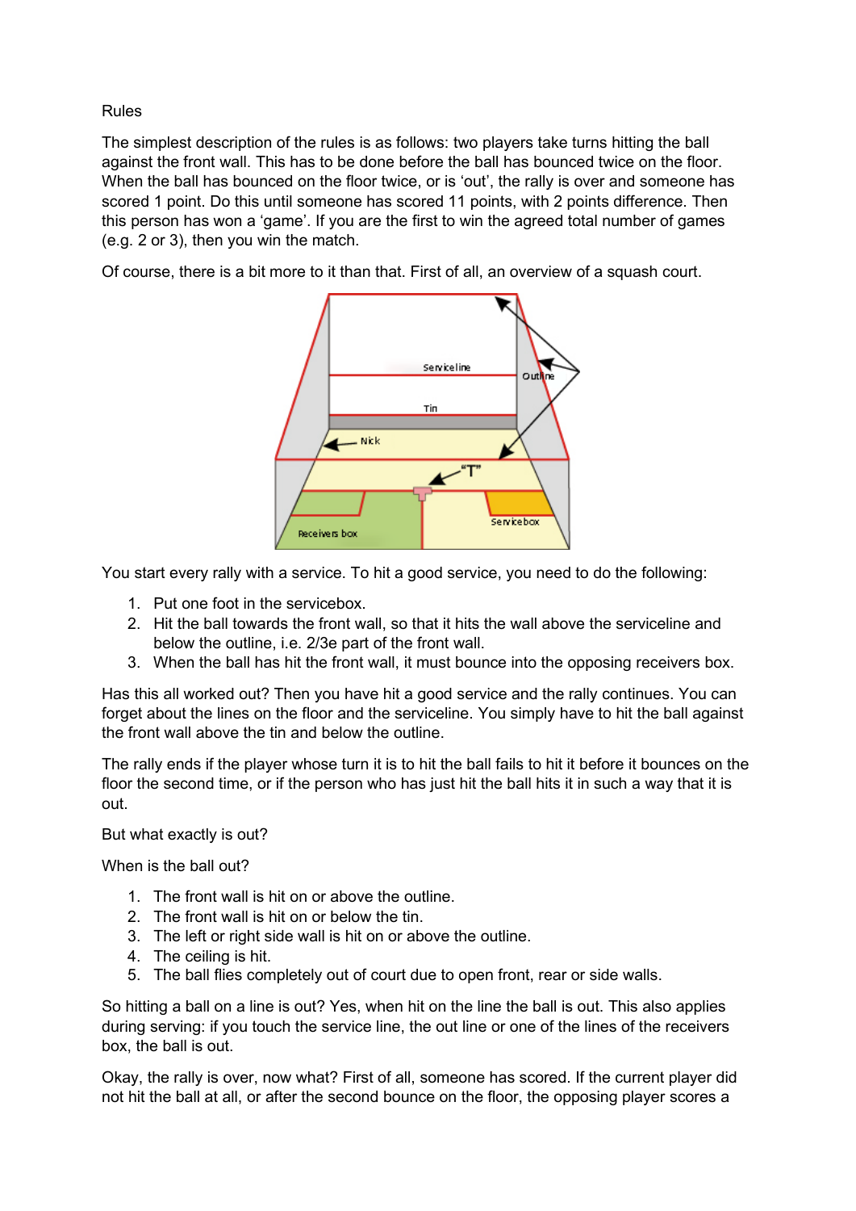Rules

The simplest description of the rules is as follows: two players take turns hitting the ball against the front wall. This has to be done before the ball has bounced twice on the floor. When the ball has bounced on the floor twice, or is 'out', the rally is over and someone has scored 1 point. Do this until someone has scored 11 points, with 2 points difference. Then this person has won a 'game'. If you are the first to win the agreed total number of games (e.g. 2 or 3), then you win the match.

Of course, there is a bit more to it than that. First of all, an overview of a squash court.

You start every rally with a service. To hit a good service, you need to do the following:

1. Put one foot in the servicebox.
2. Hit the ball towards the front wall, so that it hits the wall above the serviceline and below the outline, i.e. 2/3e part of the front wall.
3. When the ball has hit the front wall, it must bounce into the opposing receivers box.

Has this all worked out? Then you have hit a good service and the rally continues. You can forget about the lines on the floor and the serviceline. You simply have to hit the ball against the front wall above the tin and below the outline.

The rally ends if the player whose turn it is to hit the ball fails to hit it before it bounces on the floor the second time, or if the person who has just hit the ball hits it in such a way that it is out.

But what exactly is out?

When is the ball out?

1. The front wall is hit on or above the outline.
2. The front wall is hit on or below the tin.
3. The left or right side wall is hit on or above the outline.
4. The ceiling is hit.
5. The ball flies completely out of court due to open front, rear or side walls.

So hitting a ball on a line is out? Yes, when hit on the line the ball is out. This also applies during serving: if you touch the service line, the out line or one of the lines of the receivers box, the ball is out.

Okay, the rally is over, now what? First of all, someone has scored. If the current player did not hit the ball at all, or after the second bounce on the floor, the opposing player scores a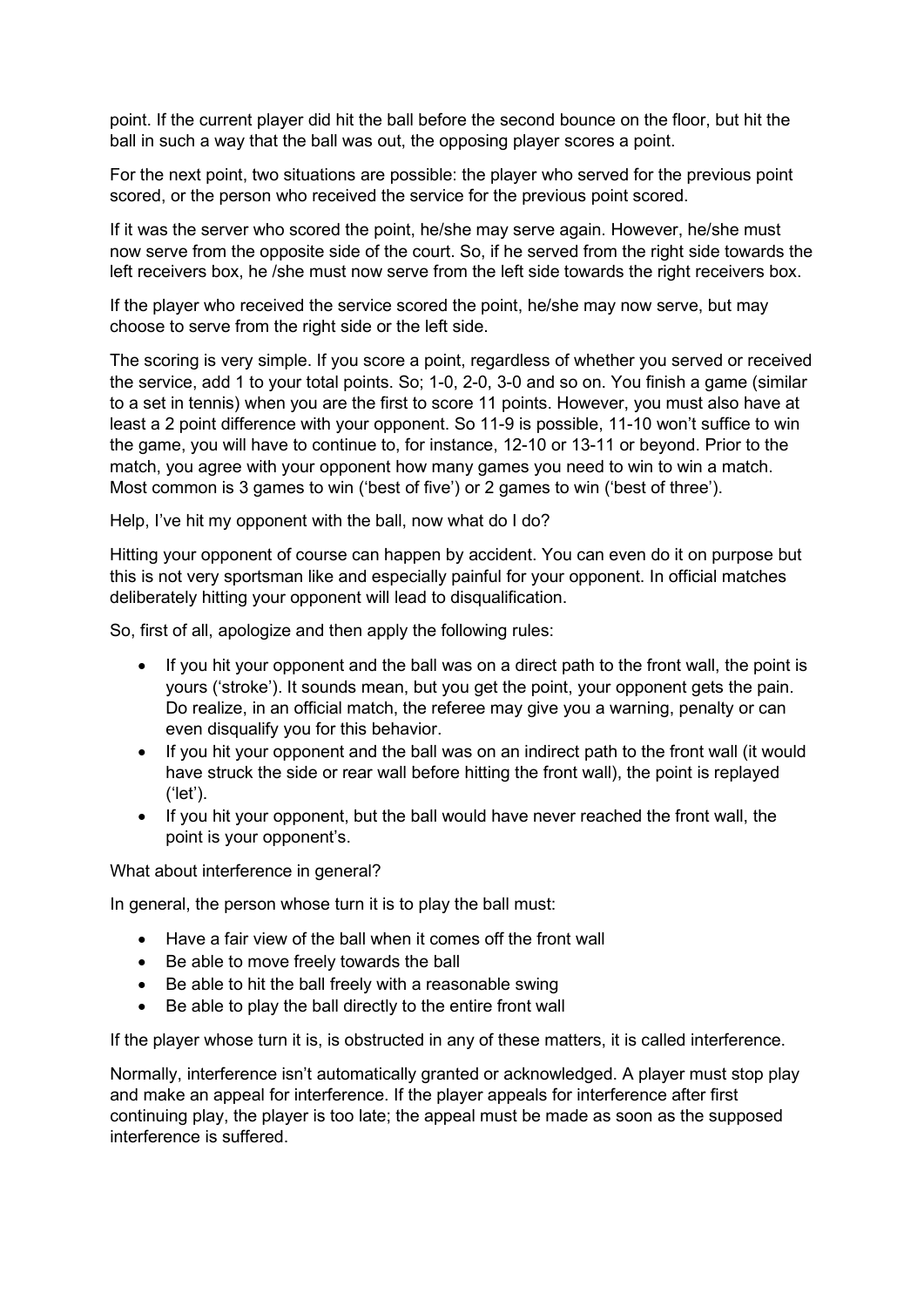point. If the current player did hit the ball before the second bounce on the floor, but hit the ball in such a way that the ball was out, the opposing player scores a point.

For the next point, two situations are possible: the player who served for the previous point scored, or the person who received the service for the previous point scored.

If it was the server who scored the point, he/she may serve again. However, he/she must now serve from the opposite side of the court. So, if he served from the right side towards the left receivers box, he /she must now serve from the left side towards the right receivers box.

If the player who received the service scored the point, he/she may now serve, but may choose to serve from the right side or the left side.

The scoring is very simple. If you score a point, regardless of whether you served or received the service, add 1 to your total points. So; 1-0, 2-0, 3-0 and so on. You finish a game (similar to a set in tennis) when you are the first to score 11 points. However, you must also have at least a 2 point difference with your opponent. So 11-9 is possible, 11-10 won't suffice to win the game, you will have to continue to, for instance, 12-10 or 13-11 or beyond. Prior to the match, you agree with your opponent how many games you need to win to win a match. Most common is 3 games to win ('best of five') or 2 games to win ('best of three').

Help, I've hit my opponent with the ball, now what do I do?

Hitting your opponent of course can happen by accident. You can even do it on purpose but this is not very sportsman like and especially painful for your opponent. In official matches deliberately hitting your opponent will lead to disqualification.

So, first of all, apologize and then apply the following rules:

- If you hit your opponent and the ball was on a direct path to the front wall, the point is yours ('stroke'). It sounds mean, but you get the point, your opponent gets the pain. Do realize, in an official match, the referee may give you a warning, penalty or can even disqualify you for this behavior.
- If you hit your opponent and the ball was on an indirect path to the front wall (it would have struck the side or rear wall before hitting the front wall), the point is replayed ('let').
- If you hit your opponent, but the ball would have never reached the front wall, the point is your opponent's.

What about interference in general?

In general, the person whose turn it is to play the ball must:

- Have a fair view of the ball when it comes off the front wall
- Be able to move freely towards the ball
- Be able to hit the ball freely with a reasonable swing
- Be able to play the ball directly to the entire front wall

If the player whose turn it is, is obstructed in any of these matters, it is called interference.

Normally, interference isn't automatically granted or acknowledged. A player must stop play and make an appeal for interference. If the player appeals for interference after first continuing play, the player is too late; the appeal must be made as soon as the supposed interference is suffered.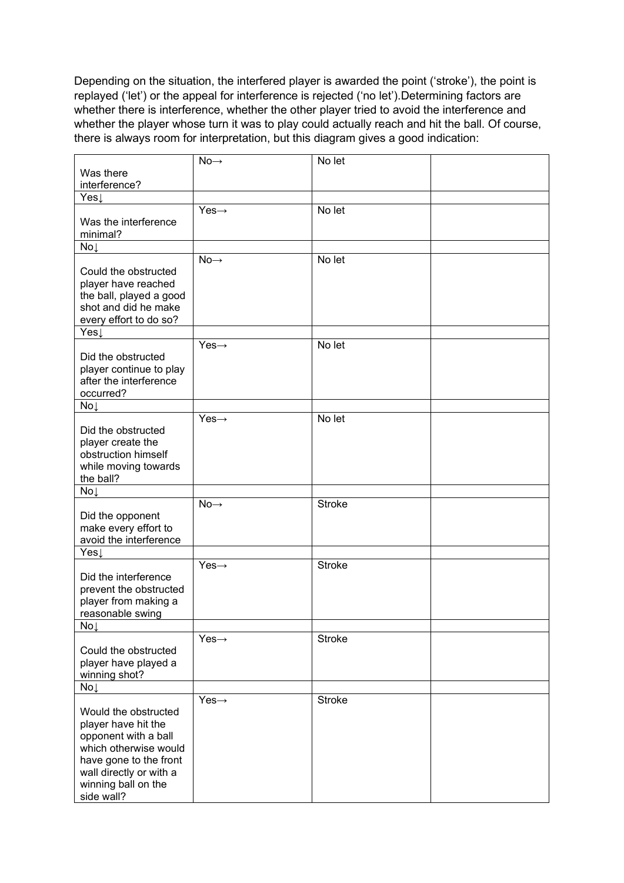Depending on the situation, the interfered player is awarded the point ('stroke'), the point is replayed ('let') or the appeal for interference is rejected ('no let').Determining factors are whether there is interference, whether the other player tried to avoid the interference and whether the player whose turn it was to play could actually reach and hit the ball. Of course, there is always room for interpretation, but this diagram gives a good indication:

| Was there interference? | No→ | No let | |
|---|---|---|---|
| Yes↓ | | | |
| Was the interference minimal? | Yes→ | No let | |
| No↓ | | | |
| Could the obstructed player have reached the ball, played a good shot and did he make every effort to do so? | No→ | No let | |
| Yes↓ | | | |
| Did the obstructed player continue to play after the interference occurred? | Yes→ | No let | |
| No↓ | | | |
| Did the obstructed player create the obstruction himself while moving towards the ball? | Yes→ | No let | |
| No↓ | | | |
| Did the opponent make every effort to avoid the interference | No→ | Stroke | |
| Yes↓ | | | |
| Did the interference prevent the obstructed player from making a reasonable swing | Yes→ | Stroke | |
| No↓ | | | |
| Could the obstructed player have played a winning shot? | Yes→ | Stroke | |
| No↓ | | | |
| Would the obstructed player have hit the opponent with a ball which otherwise would have gone to the front wall directly or with a winning ball on the side wall? | Yes→ | Stroke | |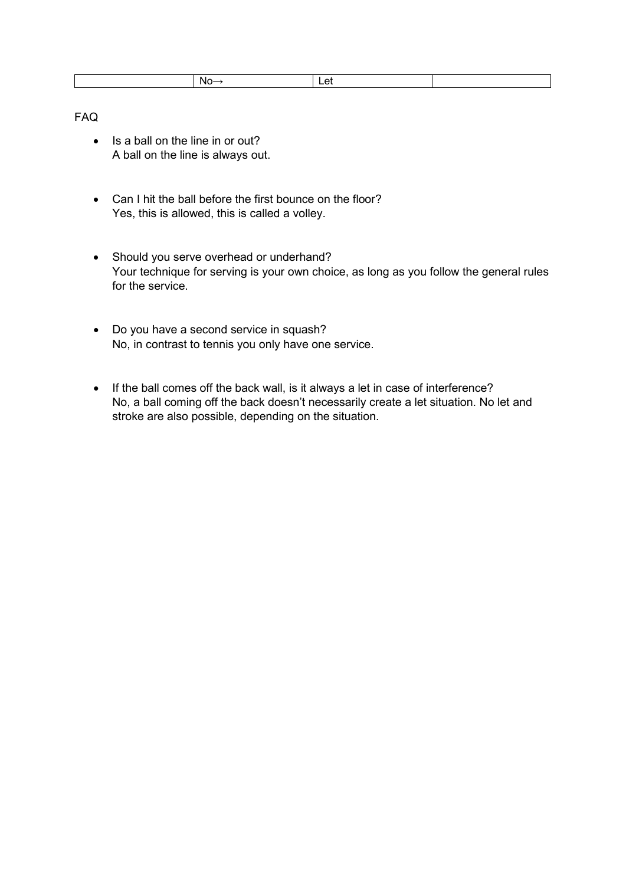| | | | |
|---|---|---|---|
| | No→ | Let | |

FAQ

- Is a ball on the line in or out?
  A ball on the line is always out.

- Can I hit the ball before the first bounce on the floor?
  Yes, this is allowed, this is called a volley.

- Should you serve overhead or underhand?
  Your technique for serving is your own choice, as long as you follow the general rules for the service.

- Do you have a second service in squash?
  No, in contrast to tennis you only have one service.

- If the ball comes off the back wall, is it always a let in case of interference?
  No, a ball coming off the back doesn't necessarily create a let situation. No let and stroke are also possible, depending on the situation.